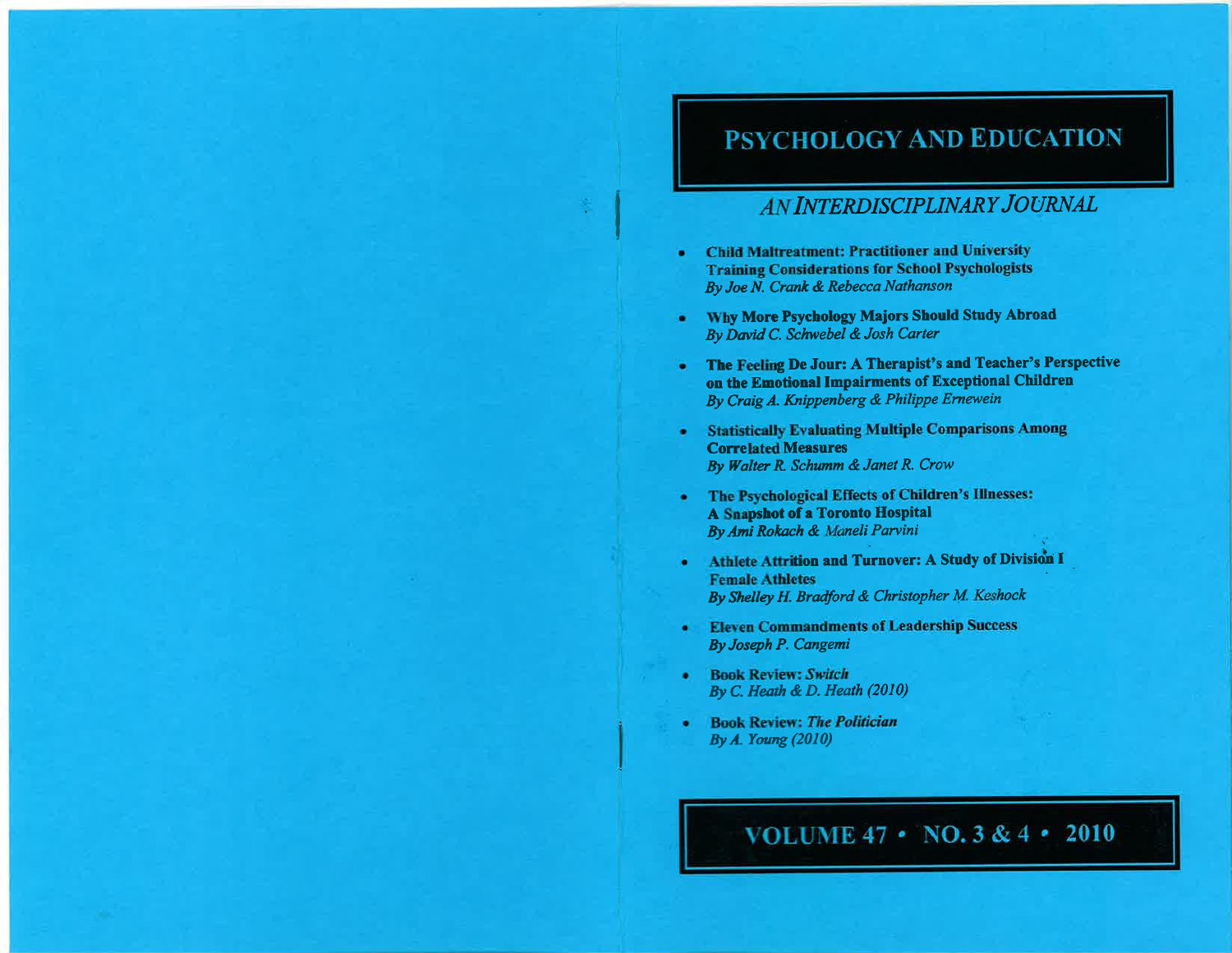# PSYCHOLOGY AND EDUCATION

## *AN INTERDISCIPLINARY JOURNAL*

- **Child Maltreatment: Practitioner and University Training Considerations for School Psychologists**
  *By Joe N. Crank & Rebecca Nathanson*
- **Why More Psychology Majors Should Study Abroad**
  *By David C. Schwebel & Josh Carter*
- **The Feeling De Jour: A Therapist's and Teacher's Perspective on the Emotional Impairments of Exceptional Children**
  *By Craig A. Knippenberg & Philippe Ernewein*
- **Statistically Evaluating Multiple Comparisons Among Correlated Measures**
  *By Walter R. Schumm & Janet R. Crow*
- **The Psychological Effects of Children's Illnesses: A Snapshot of a Toronto Hospital**
  *By Ami Rokach & Maneli Parvini*
- **Athlete Attrition and Turnover: A Study of Division I Female Athletes**
  *By Shelley H. Bradford & Christopher M. Keshock*
- **Eleven Commandments of Leadership Success**
  *By Joseph P. Cangemi*
- **Book Review: *Switch***
  *By C. Heath & D. Heath (2010)*
- **Book Review: *The Politician***
  *By A. Young (2010)*

**VOLUME 47 • NO. 3 & 4 • 2010**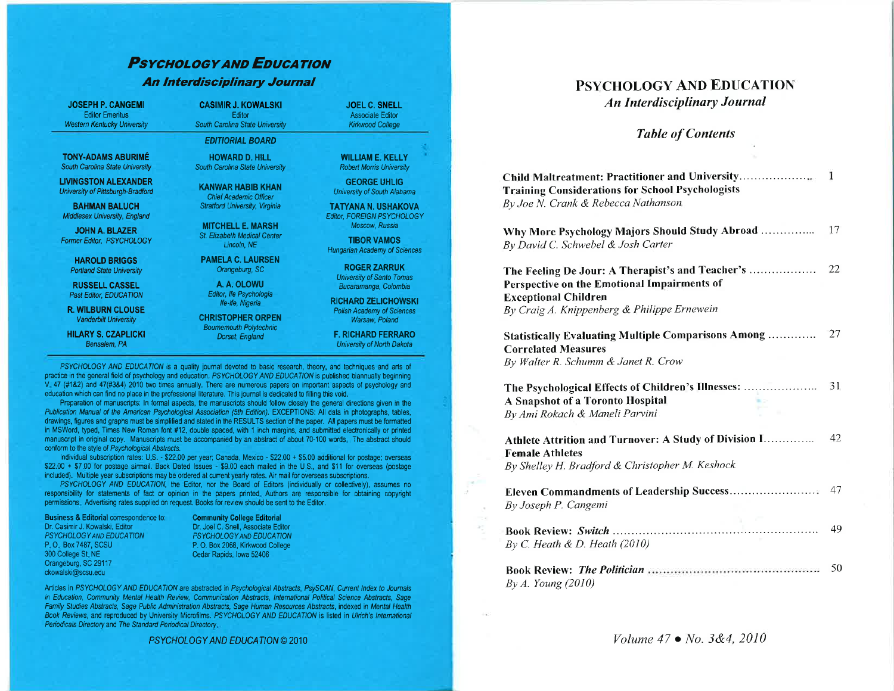# PSYCHOLOGY AND EDUCATION

## An Interdisciplinary Journal

**JOSEPH P. CANGEMI**
Editor Emeritus
*Western Kentucky University*

**CASIMIR J. KOWALSKI**
Editor
*South Carolina State University*

**JOEL C. SNELL**
Associate Editor
*Kirkwood College*

### EDITIORIAL BOARD

**TONY-ADAMS ABURIMÉ**
*South Carolina State University*

**LIVINGSTON ALEXANDER**
*University of Pittsburgh-Bradford*

**BAHMAN BALUCH**
*Middlesex University, England*

**JOHN A. BLAZER**
*Former Editor, PSYCHOLOGY*

**HAROLD BRIGGS**
*Portland State University*

**RUSSELL CASSEL**
*Past Editor, EDUCATION*

**R. WILBURN CLOUSE**
*Vanderbilt University*

**HILARY S. CZAPLICKI**
*Bensalem, PA*

**HOWARD D. HILL**
*South Carolina State University*

**KANWAR HABIB KHAN**
*Chief Academic Officer*
*Stratford University, Virginia*

**MITCHELL E. MARSH**
*St. Elizabeth Medical Center*
*Lincoln, NE*

**PAMELA C. LAURSEN**
*Orangeburg, SC*

**A. A. OLOWU**
*Editor, Ife Psychologia*
*Ife-Ife, Nigeria*

**CHRISTOPHER ORPEN**
*Bournemouth Polytechnic*
*Dorset, England*

**WILLIAM E. KELLY**
*Robert Morris University*

**GEORGE UHLIG**
*University of South Alabama*

**TATYANA N. USHAKOVA**
*Editor, FOREIGN PSYCHOLOGY*
*Moscow, Russia*

**TIBOR VAMOS**
*Hungarian Academy of Sciences*

**ROGER ZARRUK**
*University of Santo Tomas*
*Bucaramanga, Colombia*

**RICHARD ZELICHOWSKI**
*Polish Academy of Sciences*
*Warsaw, Poland*

**F. RICHARD FERRARO**
*University of North Dakota*

*PSYCHOLOGY AND EDUCATION* is a quality journal devoted to basic research, theory, and techniques and arts of practice in the general field of psychology and education. *PSYCHOLOGY AND EDUCATION* is published biannually beginning V. 47 (#1&2) and 47(#3&4) 2010 two times annually. There are numerous papers on important aspects of psychology and education which can find no place in the professional literature. This journal is dedicated to filling this void.

Preparation of manuscripts: In formal aspects, the manuscripts should follow closely the general directions given in the *Publication Manual of the American Psychological Association (5th Edition).* EXCEPTIONS: All data in photographs, tables, drawings, figures and graphs must be simplified and stated in the RESULTS section of the paper. All papers must be formatted in MSWord, typed, Times New Roman font #12, double spaced, with 1 inch margins, and submitted electronically or printed manuscript in original copy. Manuscripts must be accompanied by an abstract of about 70-100 words. The abstract should conform to the style of *Psychological Abstracts.*

Individual subscription rates: U.S. - $22.00 per year; Canada, Mexico - $22.00 + $5.00 additional for postage; overseas $22.00 + $7.00 for postage airmail. Back Dated Issues - $9.00 each mailed in the U.S., and $11 for overseas (postage included). Multiple year subscriptions may be ordered at current yearly rates. Air mail for overseas subscriptions.

*PSYCHOLOGY AND EDUCATION*, the Editor, nor the Board of Editors (individually or collectively), assumes no responsibility for statements of fact or opinion in the papers printed. Authors are responsible for obtaining copyright permissions. Advertising rates supplied on request. Books for review should be sent to the Editor.

**Business & Editorial** correspondence to:
Dr. Casimir J. Kowalski, Editor
*PSYCHOLOGY AND EDUCATION*
P.O. Box 7487, SCSU
300 College St, NE
Orangeburg, SC 29117
ckowalski@scsu.edu

**Community College Editorial**
Dr. Joel C. Snell, Associate Editor
*PSYCHOLOGY AND EDUCATION*
P. O. Box 2068, Kirkwood College
Cedar Rapids, Iowa 52406

Articles in *PSYCHOLOGY AND EDUCATION* are abstracted in *Psychological Abstracts, PsySCAN, Current Index to Journals in Education, Community Mental Health Review, Communication Abstracts, International Political Science Abstracts, Sage Family Studies Abstracts, Sage Public Administration Abstracts, Sage Human Resources Abstracts,* indexed in *Mental Health Book Reviews,* and reproduced by University Microfilms. *PSYCHOLOGY AND EDUCATION* is listed in *Ulrich's International Periodicals Directory* and *The Standard Periodical Directory.*

*PSYCHOLOGY AND EDUCATION* © 2010

# PSYCHOLOGY AND EDUCATION

## *An Interdisciplinary Journal*

### *Table of Contents*

**Child Maltreatment: Practitioner and University Training Considerations for School Psychologists** .................. 1
*By Joe N. Crank & Rebecca Nathanson*

**Why More Psychology Majors Should Study Abroad** .............. 17
*By David C. Schwebel & Josh Carter*

**The Feeling De Jour: A Therapist's and Teacher's Perspective on the Emotional Impairments of Exceptional Children** ................. 22
*By Craig A. Knippenberg & Philippe Ernewein*

**Statistically Evaluating Multiple Comparisons Among Correlated Measures** ............ 27
*By Walter R. Schumm & Janet R. Crow*

**The Psychological Effects of Children's Illnesses: A Snapshot of a Toronto Hospital** .................... 31
*By Ami Rokach & Maneli Parvini*

**Athlete Attrition and Turnover: A Study of Division I Female Athletes** ............. 42
*By Shelley H. Bradford & Christopher M. Keshock*

**Eleven Commandments of Leadership Success** ........................ 47
*By Joseph P. Cangemi*

**Book Review: *Switch*** ........................................................ 49
*By C. Heath & D. Heath (2010)*

**Book Review: *The Politician*** ............................................. 50
*By A. Young (2010)*

*Volume 47 • No. 3&4, 2010*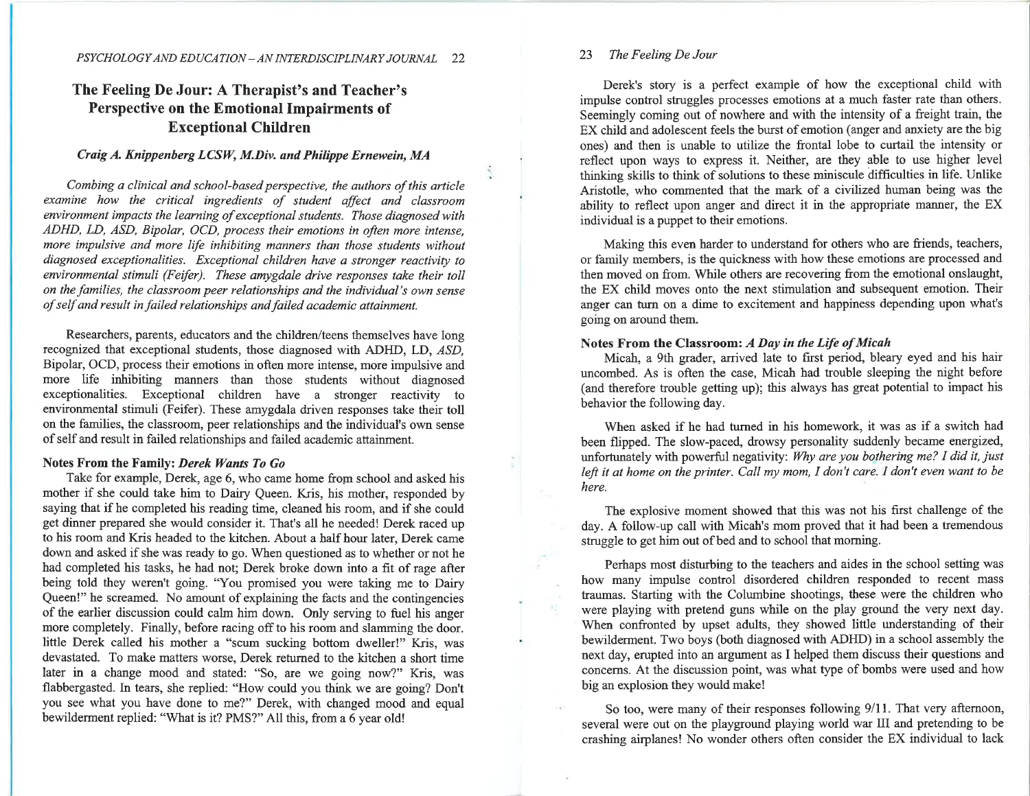# The Feeling De Jour: A Therapist's and Teacher's Perspective on the Emotional Impairments of Exceptional Children

### *Craig A. Knippenberg LCSW, M.Div. and Philippe Ernewein, MA*

*Combing a clinical and school-based perspective, the authors of this article examine how the critical ingredients of student affect and classroom environment impacts the learning of exceptional students. Those diagnosed with ADHD, LD, ASD, Bipolar, OCD, process their emotions in often more intense, more impulsive and more life inhibiting manners than those students without diagnosed exceptionalities. Exceptional children have a stronger reactivity to environmental stimuli (Feifer). These amygdale drive responses take their toll on the families, the classroom peer relationships and the individual's own sense of self and result in failed relationships and failed academic attainment.*

Researchers, parents, educators and the children/teens themselves have long recognized that exceptional students, those diagnosed with ADHD, LD, *ASD*, Bipolar, OCD, process their emotions in often more intense, more impulsive and more life inhibiting manners than those students without diagnosed exceptionalities. Exceptional children have a stronger reactivity to environmental stimuli (Feifer). These amygdala driven responses take their toll on the families, the classroom, peer relationships and the individual's own sense of self and result in failed relationships and failed academic attainment.

**Notes From the Family: *Derek Wants To Go***

Take for example, Derek, age 6, who came home from school and asked his mother if she could take him to Dairy Queen. Kris, his mother, responded by saying that if he completed his reading time, cleaned his room, and if she could get dinner prepared she would consider it. That's all he needed! Derek raced up to his room and Kris headed to the kitchen. About a half hour later, Derek came down and asked if she was ready to go. When questioned as to whether or not he had completed his tasks, he had not; Derek broke down into a fit of rage after being told they weren't going. "You promised you were taking me to Dairy Queen!" he screamed. No amount of explaining the facts and the contingencies of the earlier discussion could calm him down. Only serving to fuel his anger more completely. Finally, before racing off to his room and slamming the door. little Derek called his mother a "scum sucking bottom dweller!" Kris, was devastated. To make matters worse, Derek returned to the kitchen a short time later in a change mood and stated: "So, are we going now?" Kris, was flabbergasted. In tears, she replied: "How could you think we are going? Don't you see what you have done to me?" Derek, with changed mood and equal bewilderment replied: "What is it? PMS?" All this, from a 6 year old!

Derek's story is a perfect example of how the exceptional child with impulse control struggles processes emotions at a much faster rate than others. Seemingly coming out of nowhere and with the intensity of a freight train, the EX child and adolescent feels the burst of emotion (anger and anxiety are the big ones) and then is unable to utilize the frontal lobe to curtail the intensity or reflect upon ways to express it. Neither, are they able to use higher level thinking skills to think of solutions to these miniscule difficulties in life. Unlike Aristotle, who commented that the mark of a civilized human being was the ability to reflect upon anger and direct it in the appropriate manner, the EX individual is a puppet to their emotions.

Making this even harder to understand for others who are friends, teachers, or family members, is the quickness with how these emotions are processed and then moved on from. While others are recovering from the emotional onslaught, the EX child moves onto the next stimulation and subsequent emotion. Their anger can turn on a dime to excitement and happiness depending upon what's going on around them.

**Notes From the Classroom: *A Day in the Life of Micah***

Micah, a 9th grader, arrived late to first period, bleary eyed and his hair uncombed. As is often the case, Micah had trouble sleeping the night before (and therefore trouble getting up); this always has great potential to impact his behavior the following day.

When asked if he had turned in his homework, it was as if a switch had been flipped. The slow-paced, drowsy personality suddenly became energized, unfortunately with powerful negativity: *Why are you bothering me? I did it, just left it at home on the printer. Call my mom, I don't care. I don't even want to be here.*

The explosive moment showed that this was not his first challenge of the day. A follow-up call with Micah's mom proved that it had been a tremendous struggle to get him out of bed and to school that morning.

Perhaps most disturbing to the teachers and aides in the school setting was how many impulse control disordered children responded to recent mass traumas. Starting with the Columbine shootings, these were the children who were playing with pretend guns while on the play ground the very next day. When confronted by upset adults, they showed little understanding of their bewilderment. Two boys (both diagnosed with ADHD) in a school assembly the next day, erupted into an argument as I helped them discuss their questions and concerns. At the discussion point, was what type of bombs were used and how big an explosion they would make!

So too, were many of their responses following 9/11. That very afternoon, several were out on the playground playing world war III and pretending to be crashing airplanes! No wonder others often consider the EX individual to lack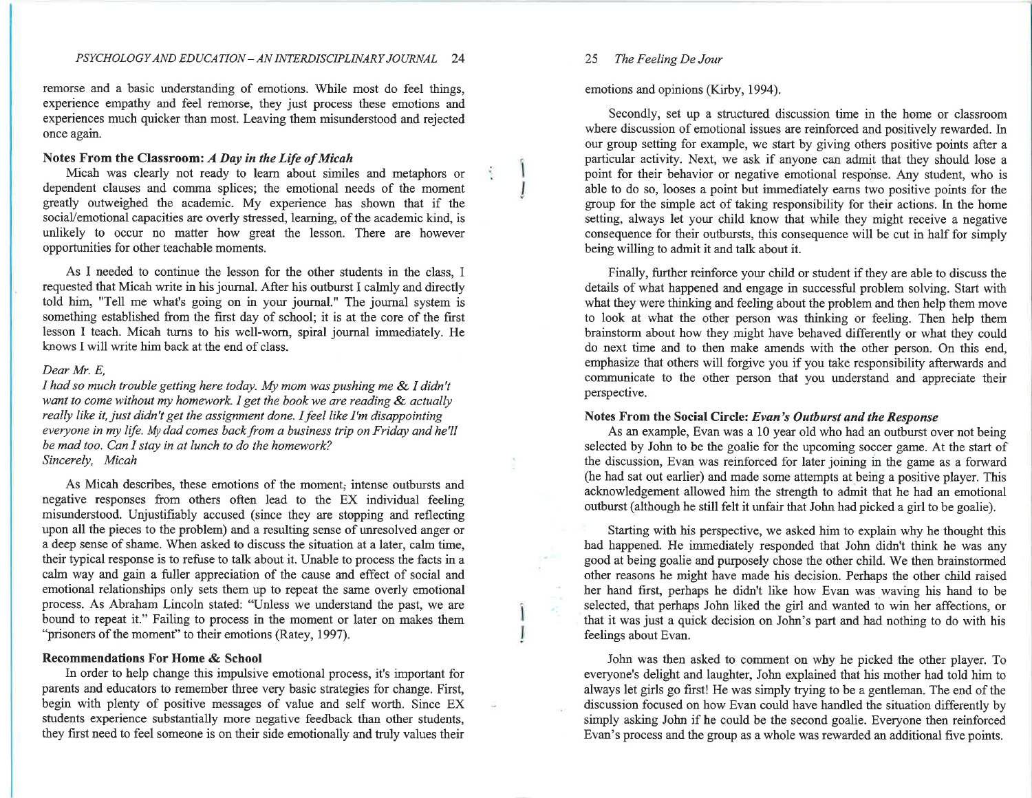remorse and a basic understanding of emotions. While most do feel things, experience empathy and feel remorse, they just process these emotions and experiences much quicker than most. Leaving them misunderstood and rejected once again.

### Notes From the Classroom: *A Day in the Life of Micah*

Micah was clearly not ready to learn about similes and metaphors or dependent clauses and comma splices; the emotional needs of the moment greatly outweighed the academic. My experience has shown that if the social/emotional capacities are overly stressed, learning, of the academic kind, is unlikely to occur no matter how great the lesson. There are however opportunities for other teachable moments.

As I needed to continue the lesson for the other students in the class, I requested that Micah write in his journal. After his outburst I calmly and directly told him, "Tell me what's going on in your journal." The journal system is something established from the first day of school; it is at the core of the first lesson I teach. Micah turns to his well-worn, spiral journal immediately. He knows I will write him back at the end of class.

*Dear Mr. E,*
*I had so much trouble getting here today. My mom was pushing me & I didn't want to come without my homework. I get the book we are reading & actually really like it, just didn't get the assignment done. I feel like I'm disappointing everyone in my life. My dad comes back from a business trip on Friday and he'll be mad too. Can I stay in at lunch to do the homework?*
*Sincerely, Micah*

As Micah describes, these emotions of the moment, intense outbursts and negative responses from others often lead to the EX individual feeling misunderstood. Unjustifiably accused (since they are stopping and reflecting upon all the pieces to the problem) and a resulting sense of unresolved anger or a deep sense of shame. When asked to discuss the situation at a later, calm time, their typical response is to refuse to talk about it. Unable to process the facts in a calm way and gain a fuller appreciation of the cause and effect of social and emotional relationships only sets them up to repeat the same overly emotional process. As Abraham Lincoln stated: "Unless we understand the past, we are bound to repeat it." Failing to process in the moment or later on makes them "prisoners of the moment" to their emotions (Ratey, 1997).

### Recommendations For Home & School

In order to help change this impulsive emotional process, it's important for parents and educators to remember three very basic strategies for change. First, begin with plenty of positive messages of value and self worth. Since EX students experience substantially more negative feedback than other students, they first need to feel someone is on their side emotionally and truly values their emotions and opinions (Kirby, 1994).

Secondly, set up a structured discussion time in the home or classroom where discussion of emotional issues are reinforced and positively rewarded. In our group setting for example, we start by giving others positive points after a particular activity. Next, we ask if anyone can admit that they should lose a point for their behavior or negative emotional response. Any student, who is able to do so, looses a point but immediately earns two positive points for the group for the simple act of taking responsibility for their actions. In the home setting, always let your child know that while they might receive a negative consequence for their outbursts, this consequence will be cut in half for simply being willing to admit it and talk about it.

Finally, further reinforce your child or student if they are able to discuss the details of what happened and engage in successful problem solving. Start with what they were thinking and feeling about the problem and then help them move to look at what the other person was thinking or feeling. Then help them brainstorm about how they might have behaved differently or what they could do next time and to then make amends with the other person. On this end, emphasize that others will forgive you if you take responsibility afterwards and communicate to the other person that you understand and appreciate their perspective.

### Notes From the Social Circle: *Evan's Outburst and the Response*

As an example, Evan was a 10 year old who had an outburst over not being selected by John to be the goalie for the upcoming soccer game. At the start of the discussion, Evan was reinforced for later joining in the game as a forward (he had sat out earlier) and made some attempts at being a positive player. This acknowledgement allowed him the strength to admit that he had an emotional outburst (although he still felt it unfair that John had picked a girl to be goalie).

Starting with his perspective, we asked him to explain why he thought this had happened. He immediately responded that John didn't think he was any good at being goalie and purposely chose the other child. We then brainstormed other reasons he might have made his decision. Perhaps the other child raised her hand first, perhaps he didn't like how Evan was waving his hand to be selected, that perhaps John liked the girl and wanted to win her affections, or that it was just a quick decision on John's part and had nothing to do with his feelings about Evan.

John was then asked to comment on why he picked the other player. To everyone's delight and laughter, John explained that his mother had told him to always let girls go first! He was simply trying to be a gentleman. The end of the discussion focused on how Evan could have handled the situation differently by simply asking John if he could be the second goalie. Everyone then reinforced Evan's process and the group as a whole was rewarded an additional five points.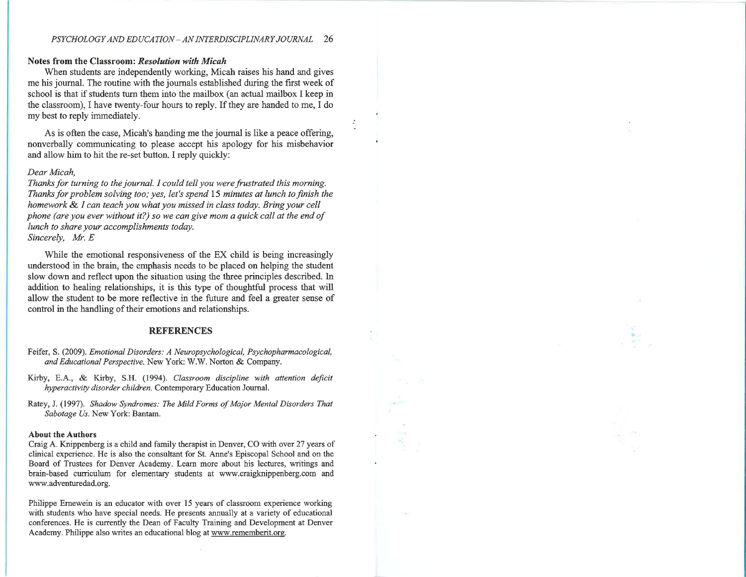### Notes from the Classroom: *Resolution with Micah*

When students are independently working, Micah raises his hand and gives me his journal. The routine with the journals established during the first week of school is that if students turn them into the mailbox (an actual mailbox I keep in the classroom), I have twenty-four hours to reply. If they are handed to me, I do my best to reply immediately.

As is often the case, Micah's handing me the journal is like a peace offering, nonverbally communicating to please accept his apology for his misbehavior and allow him to hit the re-set button. I reply quickly:

*Dear Micah,*
*Thanks for turning to the journal. I could tell you were frustrated this morning. Thanks for problem solving too; yes, let's spend 15 minutes at lunch to finish the homework & I can teach you what you missed in class today. Bring your cell phone (are you ever without it?) so we can give mom a quick call at the end of lunch to share your accomplishments today.*
*Sincerely, Mr. E*

While the emotional responsiveness of the EX child is being increasingly understood in the brain, the emphasis needs to be placed on helping the student slow down and reflect upon the situation using the three principles described. In addition to healing relationships, it is this type of thoughtful process that will allow the student to be more reflective in the future and feel a greater sense of control in the handling of their emotions and relationships.

## REFERENCES

Feifer, S. (2009). *Emotional Disorders: A Neuropsychological, Psychopharmacological, and Educational Perspective.* New York: W.W. Norton & Company.

Kirby, E.A., & Kirby, S.H. (1994). *Classroom discipline with attention deficit hyperactivity disorder children.* Contemporary Education Journal.

Ratey, J. (1997). *Shadow Syndromes: The Mild Forms of Major Mental Disorders That Sabotage Us.* New York: Bantam.

### About the Authors

Craig A. Knippenberg is a child and family therapist in Denver, CO with over 27 years of clinical experience. He is also the consultant for St. Anne's Episcopal School and on the Board of Trustees for Denver Academy. Learn more about his lectures, writings and brain-based curriculum for elementary students at www.craigknippenberg.com and www.adventuredad.org.

Philippe Ernewein is an educator with over 15 years of classroom experience working with students who have special needs. He presents annually at a variety of educational conferences. He is currently the Dean of Faculty Training and Development at Denver Academy. Philippe also writes an educational blog at www.rememberit.org.